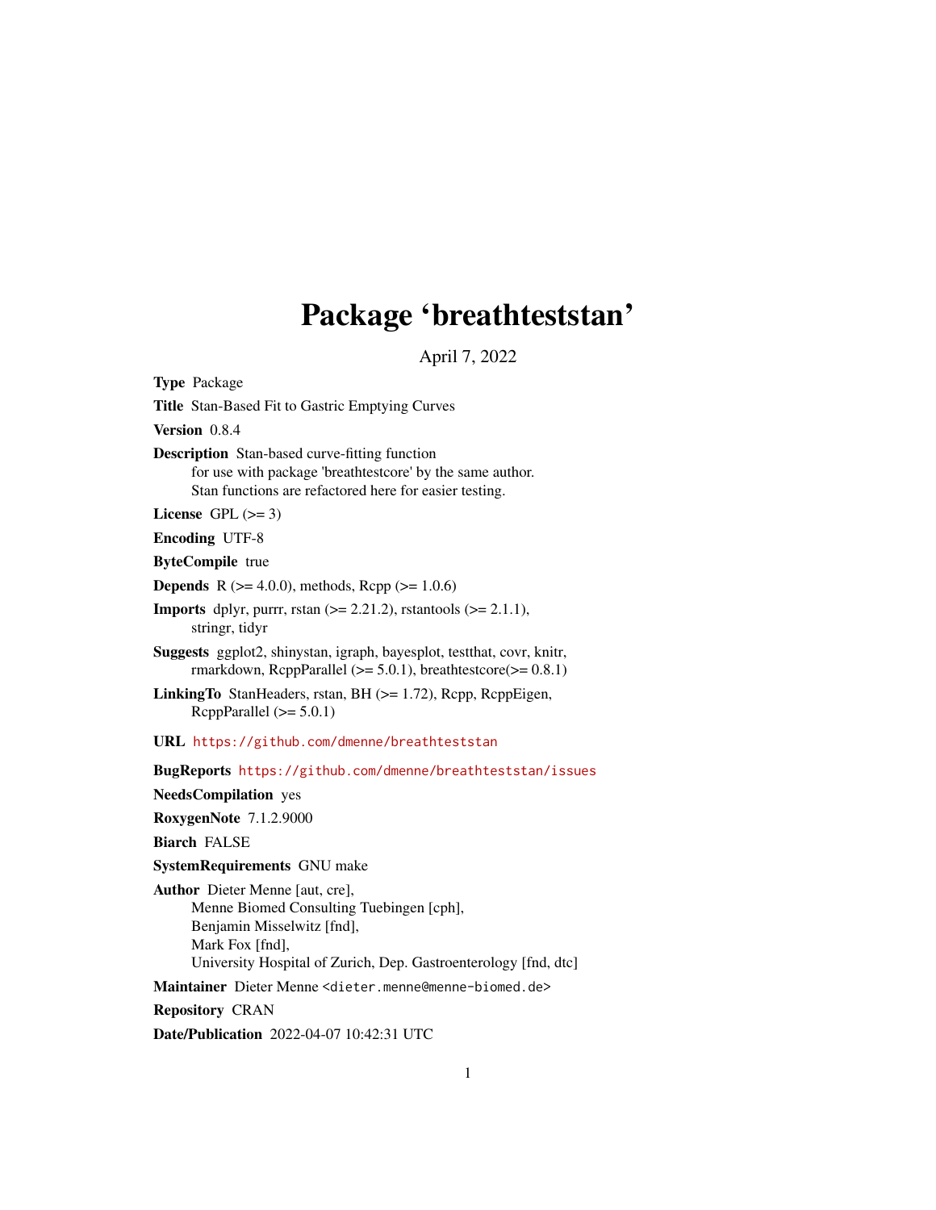# Package 'breathteststan'

April 7, 2022

**Type** Package

**Title** Stan-Based Fit to Gastric Emptying Curves

**Version** 0.8.4

**Description** Stan-based curve-fitting function
for use with package 'breathtestcore' by the same author.
Stan functions are refactored here for easier testing.

**License** GPL (>= 3)

**Encoding** UTF-8

**ByteCompile** true

**Depends** R (>= 4.0.0), methods, Rcpp (>= 1.0.6)

**Imports** dplyr, purrr, rstan (>= 2.21.2), rstantools (>= 2.1.1),
stringr, tidyr

**Suggests** ggplot2, shinystan, igraph, bayesplot, testthat, covr, knitr,
rmarkdown, RcppParallel (>= 5.0.1), breathtestcore(>= 0.8.1)

**LinkingTo** StanHeaders, rstan, BH (>= 1.72), Rcpp, RcppEigen,
RcppParallel (>= 5.0.1)

**URL** https://github.com/dmenne/breathteststan

**BugReports** https://github.com/dmenne/breathteststan/issues

**NeedsCompilation** yes

**RoxygenNote** 7.1.2.9000

**Biarch** FALSE

**SystemRequirements** GNU make

**Author** Dieter Menne [aut, cre],
Menne Biomed Consulting Tuebingen [cph],
Benjamin Misselwitz [fnd],
Mark Fox [fnd],
University Hospital of Zurich, Dep. Gastroenterology [fnd, dtc]

**Maintainer** Dieter Menne <dieter.menne@menne-biomed.de>

**Repository** CRAN

**Date/Publication** 2022-04-07 10:42:31 UTC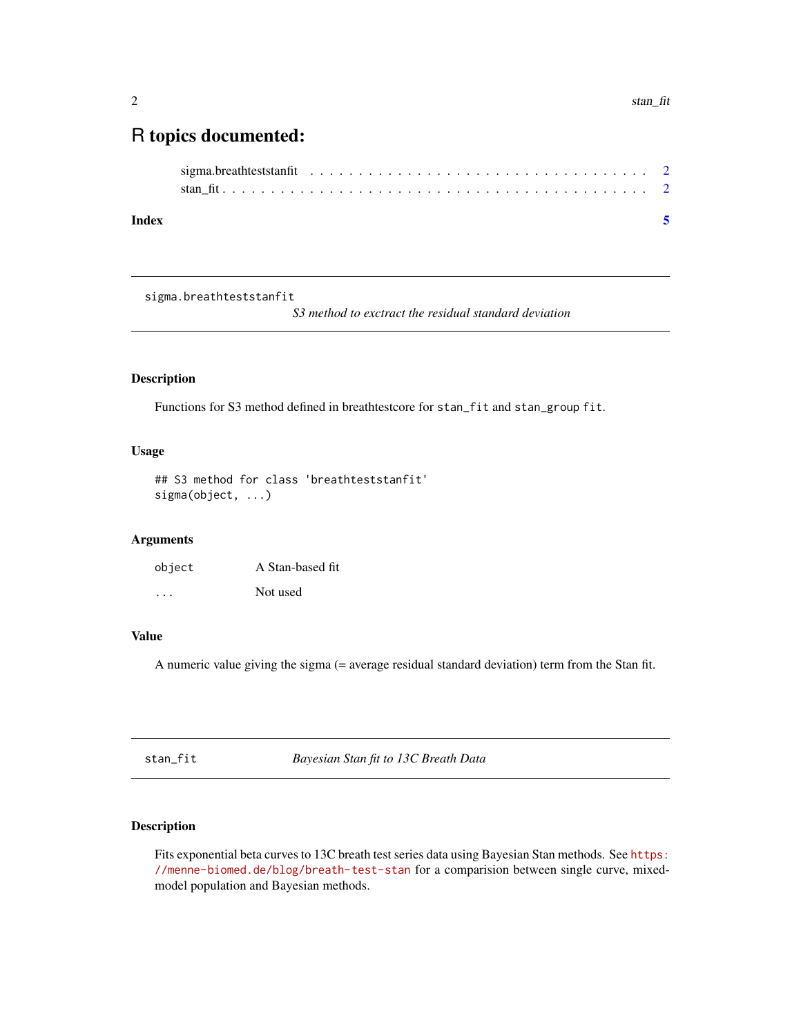# R topics documented:

sigma.breathteststanfit . . . . . . . . . . . . . . . . . . . . . . . . . . . . . . . . . . 2
stan_fit . . . . . . . . . . . . . . . . . . . . . . . . . . . . . . . . . . . . . . . . . 2

**Index** **5**

---

`sigma.breathteststanfit` *S3 method to exctract the residual standard deviation*

---

## Description

Functions for S3 method defined in breathtestcore for `stan_fit` and `stan_group fit`.

## Usage

```
## S3 method for class 'breathteststanfit'
sigma(object, ...)
```

## Arguments

| | |
|---|---|
| `object` | A Stan-based fit |
| `...` | Not used |

## Value

A numeric value giving the sigma (= average residual standard deviation) term from the Stan fit.

---

`stan_fit` *Bayesian Stan fit to 13C Breath Data*

---

## Description

Fits exponential beta curves to 13C breath test series data using Bayesian Stan methods. See `https://menne-biomed.de/blog/breath-test-stan` for a comparision between single curve, mixed-model population and Bayesian methods.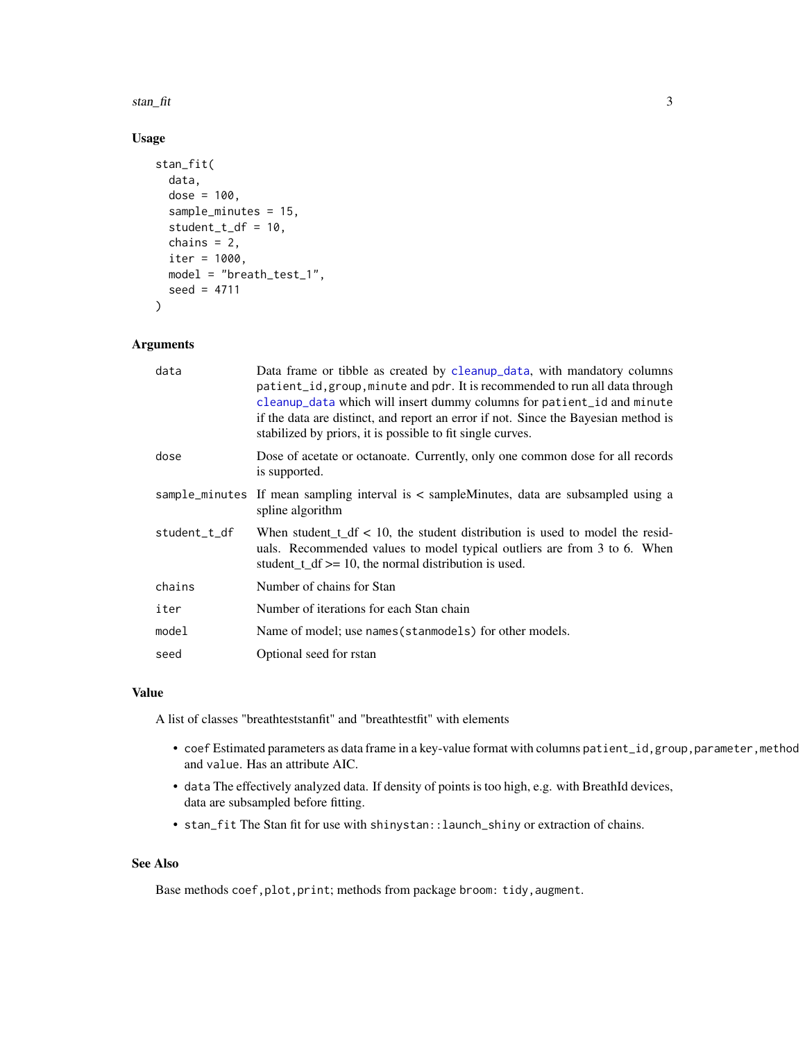## Usage

```
stan_fit(
  data,
  dose = 100,
  sample_minutes = 15,
  student_t_df = 10,
  chains = 2,
  iter = 1000,
  model = "breath_test_1",
  seed = 4711
)
```

## Arguments

| | |
|---|---|
| `data` | Data frame or tibble as created by `cleanup_data`, with mandatory columns `patient_id,group,minute` and `pdr`. It is recommended to run all data through `cleanup_data` which will insert dummy columns for `patient_id` and `minute` if the data are distinct, and report an error if not. Since the Bayesian method is stabilized by priors, it is possible to fit single curves. |
| `dose` | Dose of acetate or octanoate. Currently, only one common dose for all records is supported. |
| `sample_minutes` | If mean sampling interval is < sampleMinutes, data are subsampled using a spline algorithm |
| `student_t_df` | When student_t_df < 10, the student distribution is used to model the residuals. Recommended values to model typical outliers are from 3 to 6. When student_t_df >= 10, the normal distribution is used. |
| `chains` | Number of chains for Stan |
| `iter` | Number of iterations for each Stan chain |
| `model` | Name of model; use `names(stanmodels)` for other models. |
| `seed` | Optional seed for rstan |

## Value

A list of classes "breathteststanfit" and "breathtestfit" with elements

- `coef` Estimated parameters as data frame in a key-value format with columns `patient_id,group,parameter,method` and `value`. Has an attribute AIC.
- `data` The effectively analyzed data. If density of points is too high, e.g. with BreathId devices, data are subsampled before fitting.
- `stan_fit` The Stan fit for use with `shinystan::launch_shiny` or extraction of chains.

## See Also

Base methods `coef,plot,print`; methods from package `broom`: `tidy,augment`.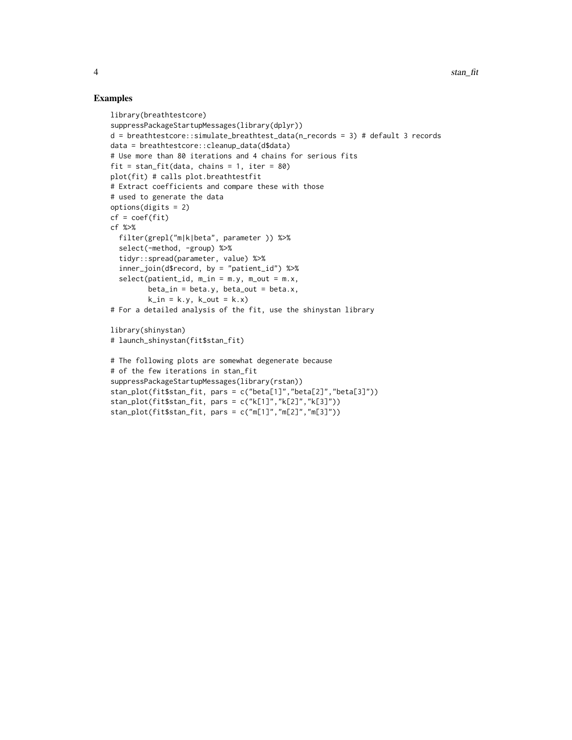## Examples

```
library(breathtestcore)
suppressPackageStartupMessages(library(dplyr))
d = breathtestcore::simulate_breathtest_data(n_records = 3) # default 3 records
data = breathtestcore::cleanup_data(d$data)
# Use more than 80 iterations and 4 chains for serious fits
fit = stan_fit(data, chains = 1, iter = 80)
plot(fit) # calls plot.breathtestfit
# Extract coefficients and compare these with those
# used to generate the data
options(digits = 2)
cf = coef(fit)
cf %>%
  filter(grepl("m|k|beta", parameter )) %>%
  select(-method, -group) %>%
  tidyr::spread(parameter, value) %>%
  inner_join(d$record, by = "patient_id") %>%
  select(patient_id, m_in = m.y, m_out = m.x,
         beta_in = beta.y, beta_out = beta.x,
         k_in = k.y, k_out = k.x)
# For a detailed analysis of the fit, use the shinystan library

library(shinystan)
# launch_shinystan(fit$stan_fit)

# The following plots are somewhat degenerate because
# of the few iterations in stan_fit
suppressPackageStartupMessages(library(rstan))
stan_plot(fit$stan_fit, pars = c("beta[1]","beta[2]","beta[3]"))
stan_plot(fit$stan_fit, pars = c("k[1]","k[2]","k[3]"))
stan_plot(fit$stan_fit, pars = c("m[1]","m[2]","m[3]"))
```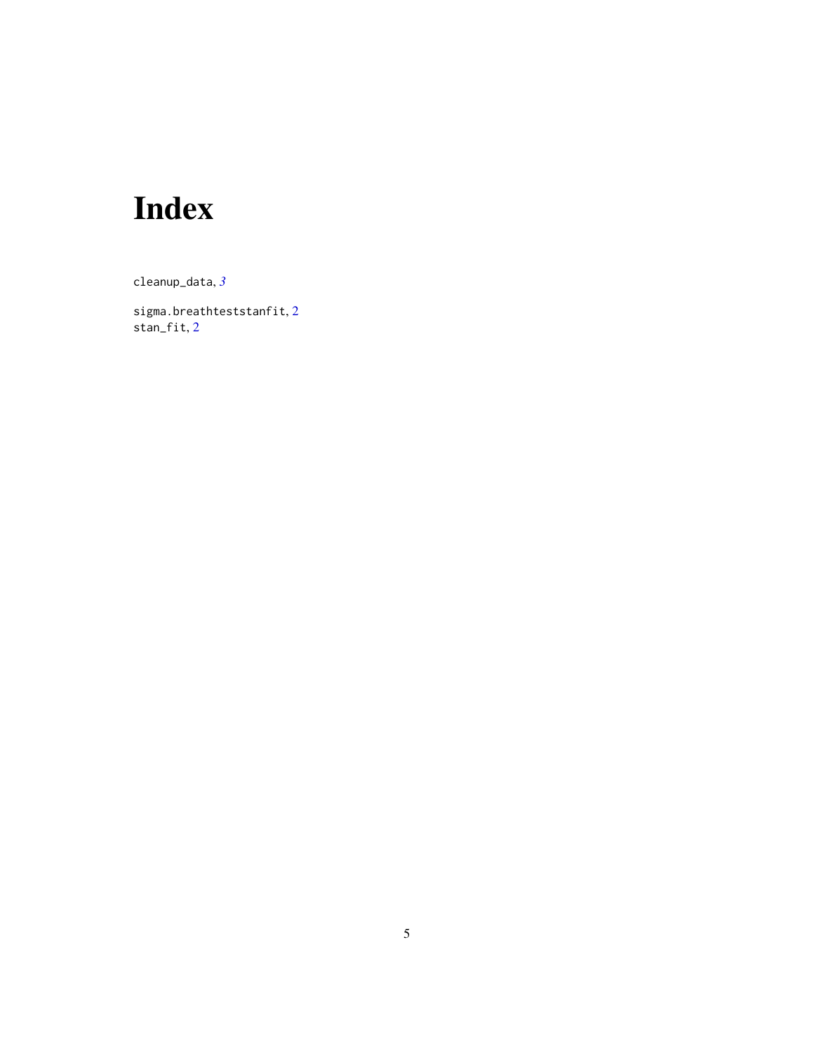# Index

cleanup_data, *3*

sigma.breathteststanfit, 2
stan_fit, 2